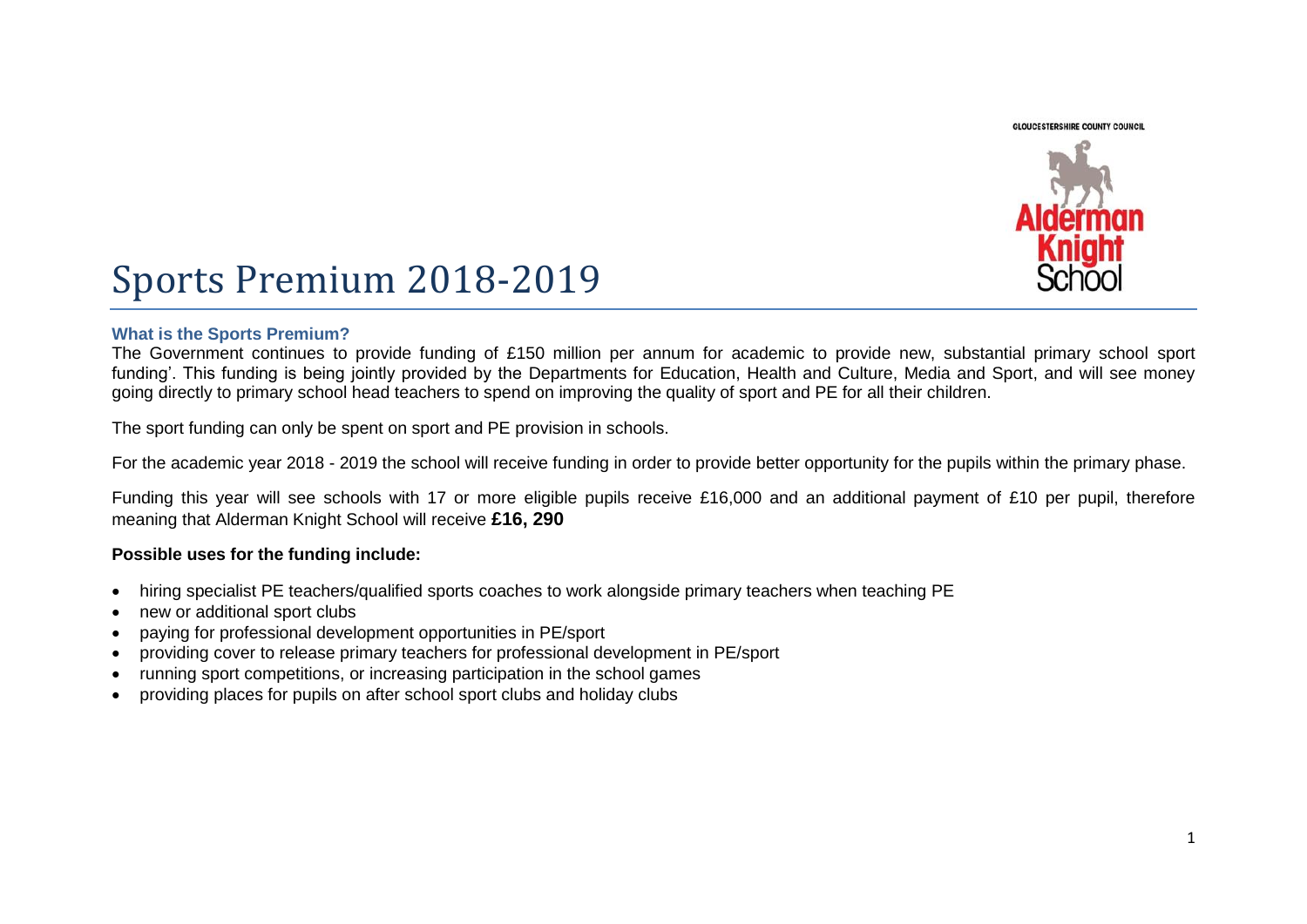# Sports Premium 2018-2019

### What is the Sports Premium?

The Government continues to provide funding of £150 million per annum for academic to provide new, substantial primary school sport funding'. This funding is being jointly provided by the Departments for Education, Health and Culture, Media and Sport, and will see money going directly to primary school head teachers to spend on improving the quality of sport and PE for all their children.

The sport funding can only be spent on sport and PE provision in schools.

For the academic year 2018 - 2019 the school will receive funding in order to provide better opportunity for the pupils within the primary phase.

Funding this year will see schools with 17 or more eligible pupils receive £16,000 and an additional payment of £10 per pupil, therefore meaning that Alderman Knight School will receive **£16, 290**

**Possible uses for the funding include:**

- hiring specialist PE teachers/qualified sports coaches to work alongside primary teachers when teaching PE
- new or additional sport clubs
- paying for professional development opportunities in PE/sport
- providing cover to release primary teachers for professional development in PE/sport
- running sport competitions, or increasing participation in the school games
- providing places for pupils on after school sport clubs and holiday clubs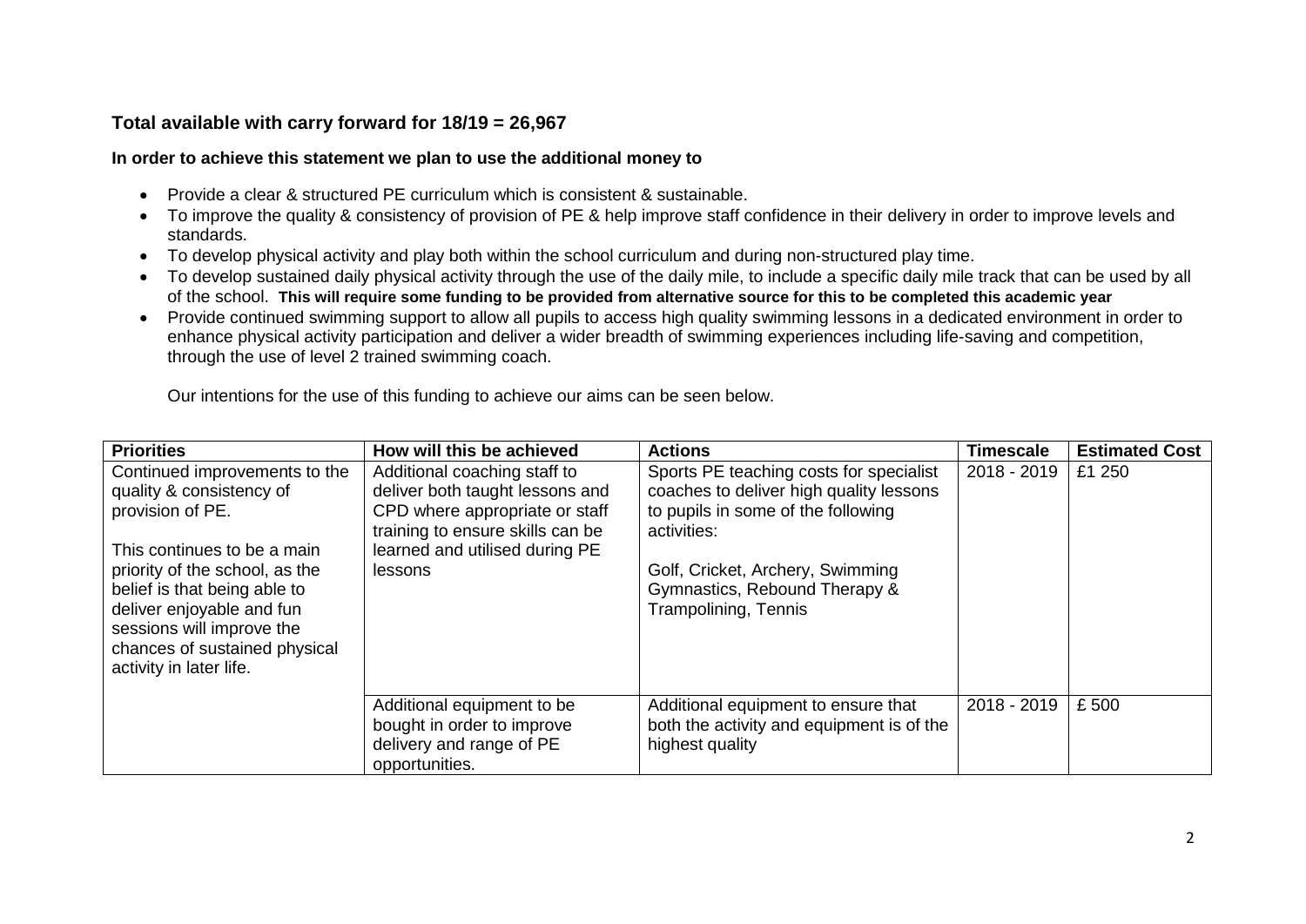**Total available with carry forward for 18/19 = 26,967**

**In order to achieve this statement we plan to use the additional money to**

- Provide a clear & structured PE curriculum which is consistent & sustainable.
- To improve the quality & consistency of provision of PE & help improve staff confidence in their delivery in order to improve levels and standards.
- To develop physical activity and play both within the school curriculum and during non-structured play time.
- To develop sustained daily physical activity through the use of the daily mile, to include a specific daily mile track that can be used by all of the school. **This will require some funding to be provided from alternative source for this to be completed this academic year**
- Provide continued swimming support to allow all pupils to access high quality swimming lessons in a dedicated environment in order to enhance physical activity participation and deliver a wider breadth of swimming experiences including life-saving and competition, through the use of level 2 trained swimming coach.

Our intentions for the use of this funding to achieve our aims can be seen below.

| Priorities | How will this be achieved | Actions | Timescale | Estimated Cost |
|---|---|---|---|---|
| Continued improvements to the quality & consistency of provision of PE.<br><br>This continues to be a main priority of the school, as the belief is that being able to deliver enjoyable and fun sessions will improve the chances of sustained physical activity in later life. | Additional coaching staff to deliver both taught lessons and CPD where appropriate or staff training to ensure skills can be learned and utilised during PE lessons | Sports PE teaching costs for specialist coaches to deliver high quality lessons to pupils in some of the following activities:<br><br>Golf, Cricket, Archery, Swimming Gymnastics, Rebound Therapy & Trampolining, Tennis | 2018 - 2019 | £1 250 |
| | Additional equipment to be bought in order to improve delivery and range of PE opportunities. | Additional equipment to ensure that both the activity and equipment is of the highest quality | 2018 - 2019 | £ 500 |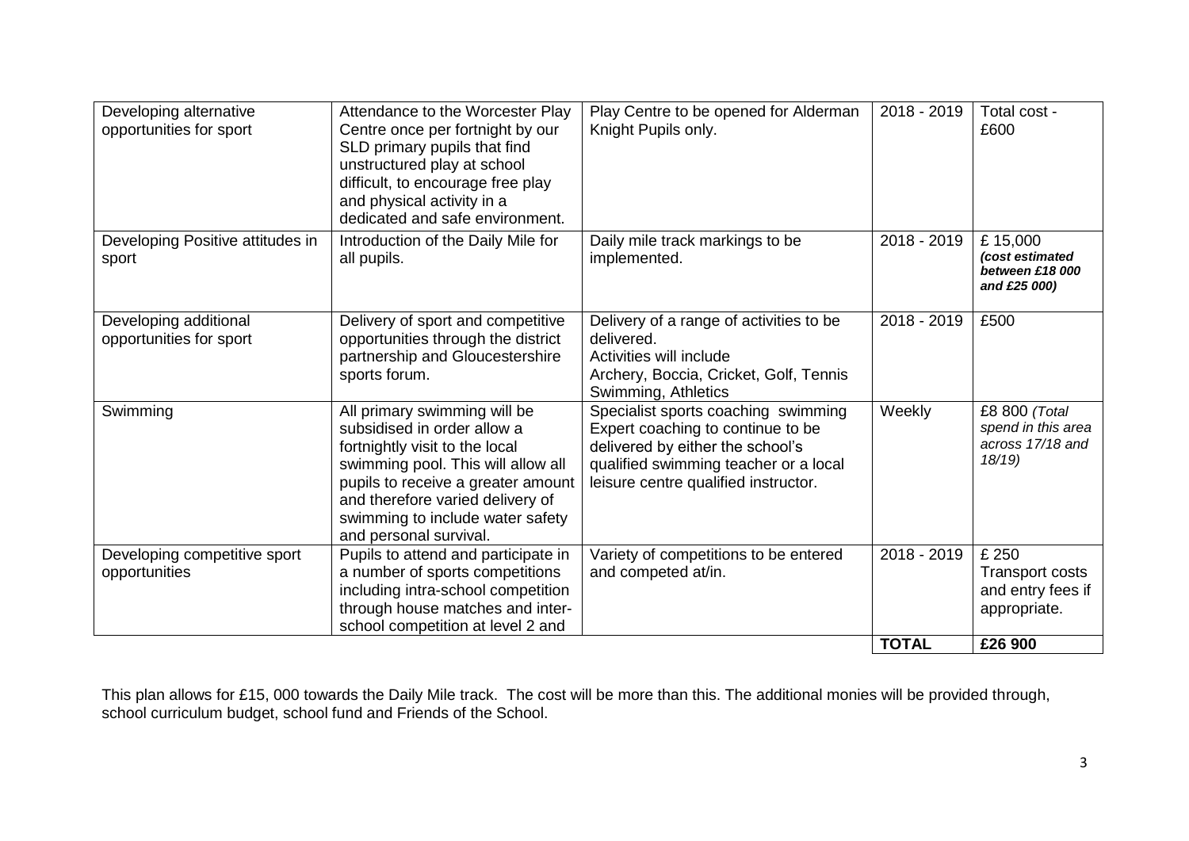| | | | | |
|---|---|---|---|---|
| Developing alternative opportunities for sport | Attendance to the Worcester Play Centre once per fortnight by our SLD primary pupils that find unstructured play at school difficult, to encourage free play and physical activity in a dedicated and safe environment. | Play Centre to be opened for Alderman Knight Pupils only. | 2018 - 2019 | Total cost - £600 |
| Developing Positive attitudes in sport | Introduction of the Daily Mile for all pupils. | Daily mile track markings to be implemented. | 2018 - 2019 | £ 15,000 ***(cost estimated between £18 000 and £25 000)*** |
| Developing additional opportunities for sport | Delivery of sport and competitive opportunities through the district partnership and Gloucestershire sports forum. | Delivery of a range of activities to be delivered. Activities will include Archery, Boccia, Cricket, Golf, Tennis Swimming, Athletics | 2018 - 2019 | £500 |
| Swimming | All primary swimming will be subsidised in order allow a fortnightly visit to the local swimming pool. This will allow all pupils to receive a greater amount and therefore varied delivery of swimming to include water safety and personal survival. | Specialist sports coaching swimming Expert coaching to continue to be delivered by either the school's qualified swimming teacher or a local leisure centre qualified instructor. | Weekly | £8 800 *(Total spend in this area across 17/18 and 18/19)* |
| Developing competitive sport opportunities | Pupils to attend and participate in a number of sports competitions including intra-school competition through house matches and inter-school competition at level 2 and | Variety of competitions to be entered and competed at/in. | 2018 - 2019 | £ 250 Transport costs and entry fees if appropriate. |
| | | | **TOTAL** | **£26 900** |

This plan allows for £15, 000 towards the Daily Mile track. The cost will be more than this. The additional monies will be provided through, school curriculum budget, school fund and Friends of the School.